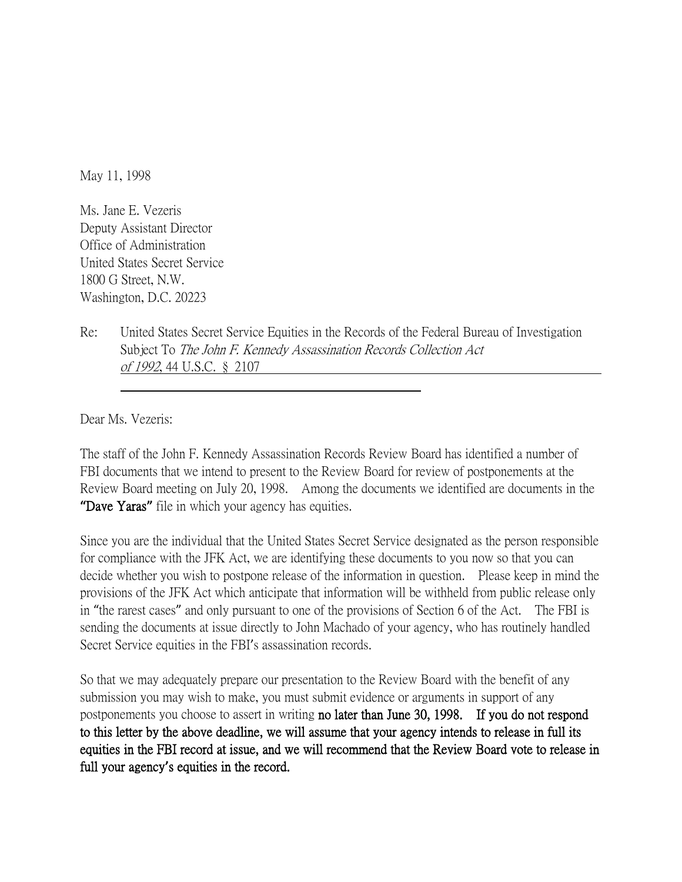May 11, 1998

Ms. Jane E. Vezeris
Deputy Assistant Director
Office of Administration
United States Secret Service
1800 G Street, N.W.
Washington, D.C. 20223

Re: United States Secret Service Equities in the Records of the Federal Bureau of Investigation Subject To *The John F. Kennedy Assassination Records Collection Act of 1992*, 44 U.S.C. § 2107

Dear Ms. Vezeris:

The staff of the John F. Kennedy Assassination Records Review Board has identified a number of FBI documents that we intend to present to the Review Board for review of postponements at the Review Board meeting on July 20, 1998. Among the documents we identified are documents in the **"Dave Yaras"** file in which your agency has equities.

Since you are the individual that the United States Secret Service designated as the person responsible for compliance with the JFK Act, we are identifying these documents to you now so that you can decide whether you wish to postpone release of the information in question. Please keep in mind the provisions of the JFK Act which anticipate that information will be withheld from public release only in "the rarest cases" and only pursuant to one of the provisions of Section 6 of the Act. The FBI is sending the documents at issue directly to John Machado of your agency, who has routinely handled Secret Service equities in the FBI's assassination records.

So that we may adequately prepare our presentation to the Review Board with the benefit of any submission you may wish to make, you must submit evidence or arguments in support of any postponements you choose to assert in writing **no later than June 30, 1998. If you do not respond to this letter by the above deadline, we will assume that your agency intends to release in full its equities in the FBI record at issue, and we will recommend that the Review Board vote to release in full your agency's equities in the record.**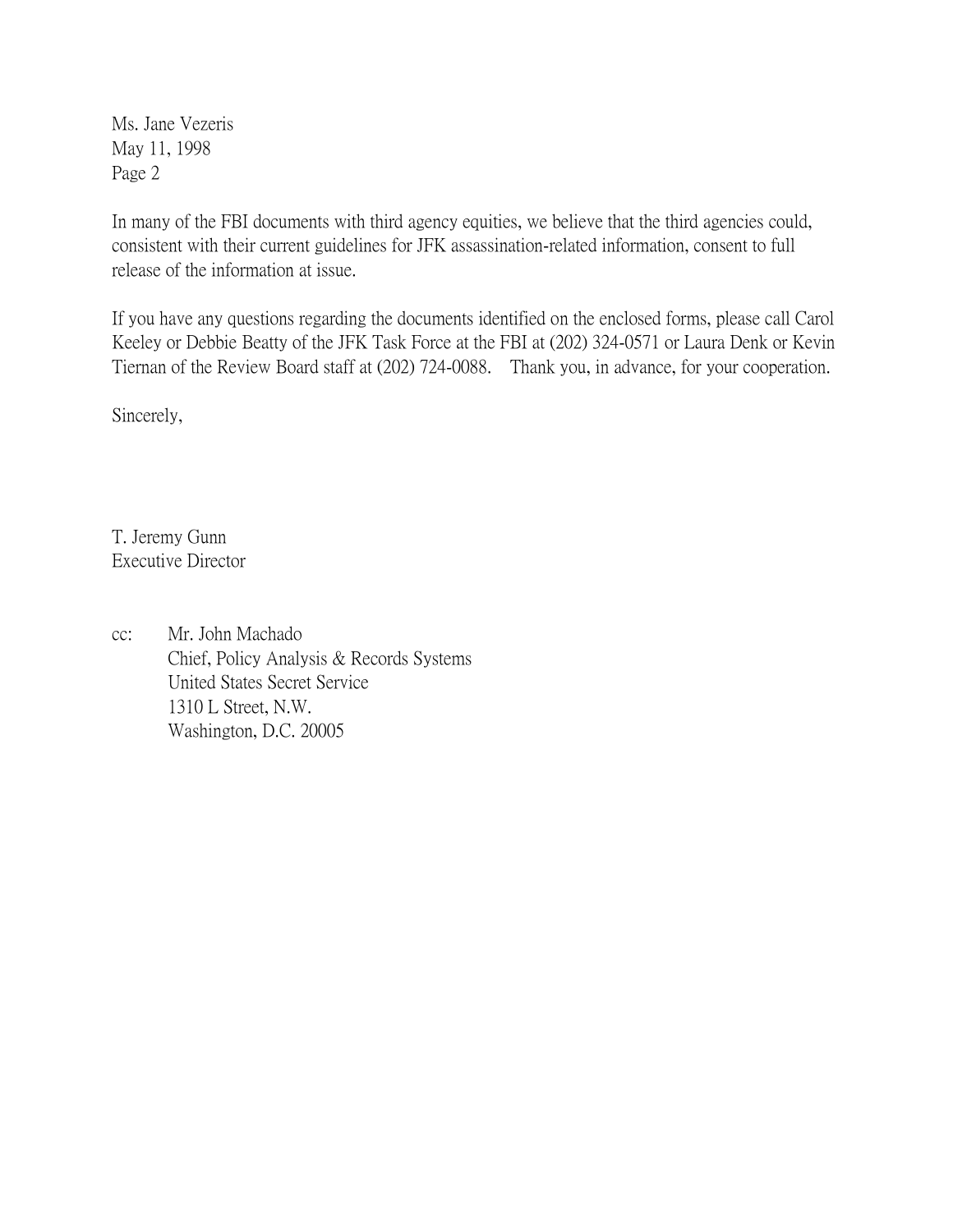Ms. Jane Vezeris
May 11, 1998
Page 2

In many of the FBI documents with third agency equities, we believe that the third agencies could, consistent with their current guidelines for JFK assassination-related information, consent to full release of the information at issue.

If you have any questions regarding the documents identified on the enclosed forms, please call Carol Keeley or Debbie Beatty of the JFK Task Force at the FBI at (202) 324-0571 or Laura Denk or Kevin Tiernan of the Review Board staff at (202) 724-0088. Thank you, in advance, for your cooperation.

Sincerely,

T. Jeremy Gunn
Executive Director

cc: Mr. John Machado
Chief, Policy Analysis & Records Systems
United States Secret Service
1310 L Street, N.W.
Washington, D.C. 20005